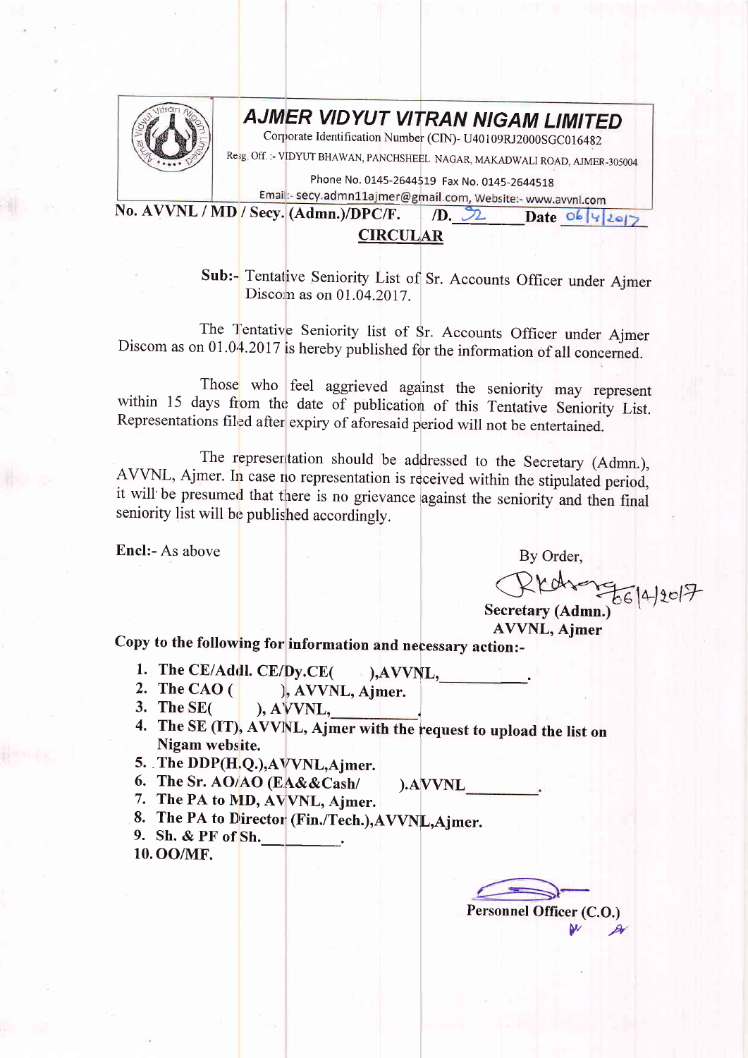# AJMER VIDYUT VITRAN NIGAM LIMITED

Corporate Identification Number (CIN)- U40109RJ2000SGC016482

Resg. Off. :- VIDYUT BHAWAN, PANCHSHEEL NAGAR, MAKADWALI ROAD, AJMER-305004

Phone No. 0145-2644519 Fax No. 0145-2644518

Email:- secy.admn11ajmer@gmail.com, Website:- www.avvnl.com

**No. AVVNL / MD / Secy. (Admn.)/DPC/F. /D. 32 Date 06/4/2017**

## CIRCULAR

**Sub:-** Tentative Seniority List of Sr. Accounts Officer under Ajmer Discom as on 01.04.2017.

The Tentative Seniority list of Sr. Accounts Officer under Ajmer Discom as on 01.04.2017 is hereby published for the information of all concerned.

Those who feel aggrieved against the seniority may represent within 15 days from the date of publication of this Tentative Seniority List. Representations filed after expiry of aforesaid period will not be entertained.

The representation should be addressed to the Secretary (Admn.), AVVNL, Ajmer. In case no representation is received within the stipulated period, it will be presumed that there is no grievance against the seniority and then final seniority list will be published accordingly.

**Encl:-** As above

By Order,

Sd/- 06/4/2017

**Secretary (Admn.)**
**AVVNL, Ajmer**

**Copy to the following for information and necessary action:-**

1. **The CE/Addl. CE/Dy.CE( ),AVVNL,\_\_\_\_\_\_\_\_\_\_.**
2. **The CAO ( ), AVVNL, Ajmer.**
3. **The SE( ), AVVNL,\_\_\_\_\_\_\_\_\_\_.**
4. **The SE (IT), AVVNL, Ajmer with the request to upload the list on Nigam website.**
5. **The DDP(H.Q.),AVVNL,Ajmer.**
6. **The Sr. AO/AO (EA&&Cash/ ).AVVNL\_\_\_\_\_\_\_\_\_\_.**
7. **The PA to MD, AVVNL, Ajmer.**
8. **The PA to Director (Fin./Tech.),AVVNL,Ajmer.**
9. **Sh. & PF of Sh.\_\_\_\_\_\_\_\_\_\_.**
10. **OO/MF.**

Sd/-

**Personnel Officer (C.O.)**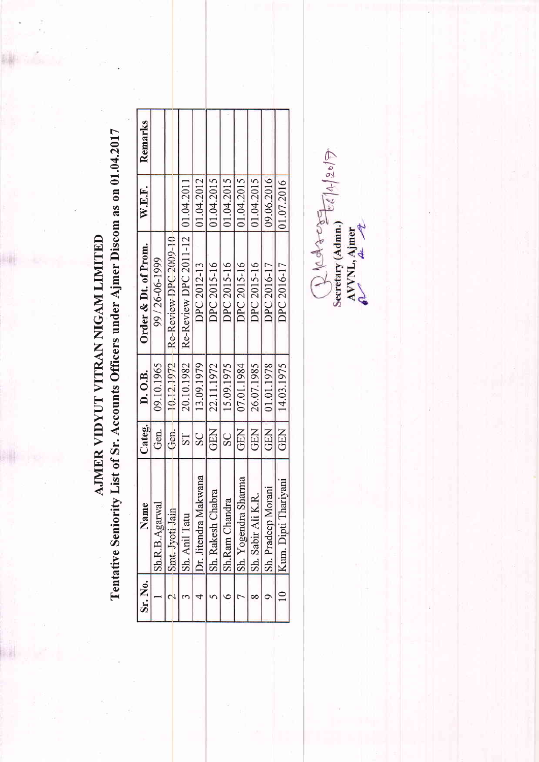# AJMER VIDYUT VITRAN NIGAM LIMITED

## Tentative Seniority List of Sr. Accounts Officers under Ajmer Discom as on 01.04.2017

| Sr. No. | Name | Categ. | D. O.B. | Order & Dt. of Prom. | W.E.F. | Remarks |
|---|---|---|---|---|---|---|
| 1 | Sh.R.B.Agarwal | Gen. | 09.10.1965 | 99 / 26-06-1999 | | |
| 2 | Smt. Jyoti Jain | Gen. | 10.12.1972 | Re-Review DPC 2009-10 | | |
| 3 | Sh. Anil Tatu | ST | 20.10.1982 | Re-Review DPC 2011-12 | 01.04.2011 | |
| 4 | Dr. Jitendra Makwana | SC | 13.09.1979 | DPC 2012-13 | 01.04.2012 | |
| 5 | Sh. Rakesh Chabra | GEN | 22.11.1972 | DPC 2015-16 | 01.04.2015 | |
| 6 | Sh.Ram Chandra | SC | 15.09.1975 | DPC 2015-16 | 01.04.2015 | |
| 7 | Sh. Yogendra Sharma | GEN | 07.01.1984 | DPC 2015-16 | 01.04.2015 | |
| 8 | Sh. Sabir Ali K.R. | GEN | 26.07.1985 | DPC 2015-16 | 01.04.2015 | |
| 9 | Sh. Pradeep Morani | GEN | 01.01.1978 | DPC 2016-17 | 09.06.2016 | |
| 10 | Kum. Dipti Thariyani | GEN | 14.03.1975 | DPC 2016-17 | 01.07.2016 | |

6/4/2017

Secretary (Admn.)

AVVNL, Ajmer